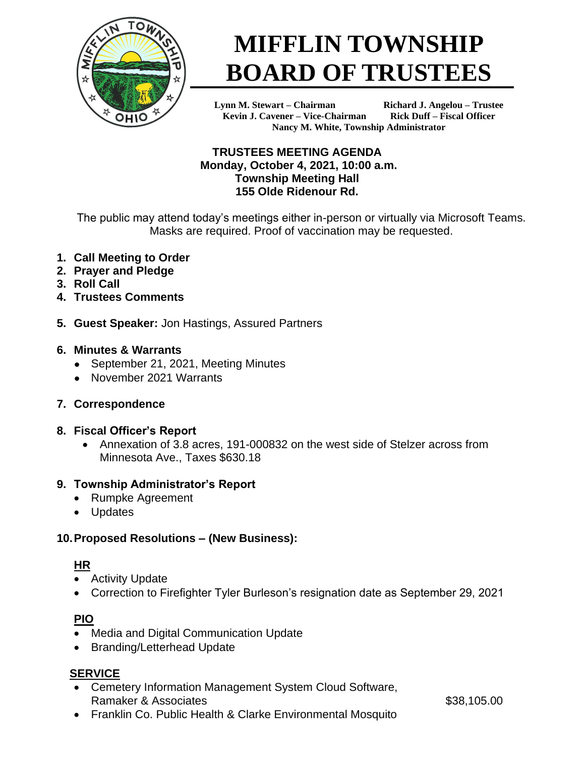# MIFFLIN TOWNSHIP BOARD OF TRUSTEES

**Lynn M. Stewart – Chairman** **Richard J. Angelou – Trustee**
**Kevin J. Cavener – Vice-Chairman** **Rick Duff – Fiscal Officer**
**Nancy M. White, Township Administrator**

**TRUSTEES MEETING AGENDA**
**Monday, October 4, 2021, 10:00 a.m.**
**Township Meeting Hall**
**155 Olde Ridenour Rd.**

The public may attend today's meetings either in-person or virtually via Microsoft Teams. Masks are required. Proof of vaccination may be requested.

1. **Call Meeting to Order**
2. **Prayer and Pledge**
3. **Roll Call**
4. **Trustees Comments**
5. **Guest Speaker:** Jon Hastings, Assured Partners
6. **Minutes & Warrants**
   - September 21, 2021, Meeting Minutes
   - November 2021 Warrants
7. **Correspondence**
8. **Fiscal Officer's Report**
   - Annexation of 3.8 acres, 191-000832 on the west side of Stelzer across from Minnesota Ave., Taxes $630.18
9. **Township Administrator's Report**
   - Rumpke Agreement
   - Updates
10. **Proposed Resolutions – (New Business):**

**HR**

- Activity Update
- Correction to Firefighter Tyler Burleson's resignation date as September 29, 2021

**PIO**

- Media and Digital Communication Update
- Branding/Letterhead Update

**SERVICE**

- Cemetery Information Management System Cloud Software, Ramaker & Associates $38,105.00
- Franklin Co. Public Health & Clarke Environmental Mosquito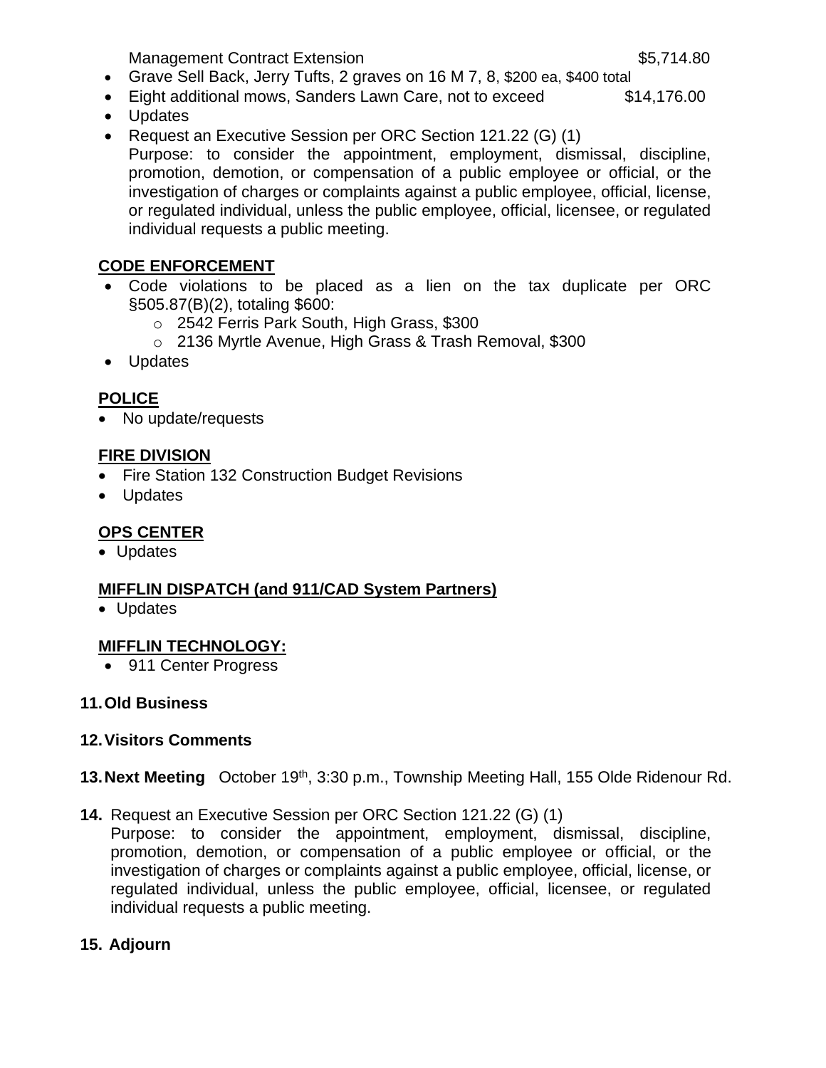Management Contract Extension $5,714.80

- Grave Sell Back, Jerry Tufts, 2 graves on 16 M 7, 8, $200 ea, $400 total
- Eight additional mows, Sanders Lawn Care, not to exceed $14,176.00
- Updates
- Request an Executive Session per ORC Section 121.22 (G) (1)
  Purpose: to consider the appointment, employment, dismissal, discipline, promotion, demotion, or compensation of a public employee or official, or the investigation of charges or complaints against a public employee, official, license, or regulated individual, unless the public employee, official, licensee, or regulated individual requests a public meeting.

**CODE ENFORCEMENT**

- Code violations to be placed as a lien on the tax duplicate per ORC §505.87(B)(2), totaling $600:
  - 2542 Ferris Park South, High Grass, $300
  - 2136 Myrtle Avenue, High Grass & Trash Removal, $300
- Updates

**POLICE**

- No update/requests

**FIRE DIVISION**

- Fire Station 132 Construction Budget Revisions
- Updates

**OPS CENTER**

- Updates

**MIFFLIN DISPATCH (and 911/CAD System Partners)**

- Updates

**MIFFLIN TECHNOLOGY:**

- 911 Center Progress

**11. Old Business**

**12. Visitors Comments**

**13. Next Meeting** October 19th, 3:30 p.m., Township Meeting Hall, 155 Olde Ridenour Rd.

**14.** Request an Executive Session per ORC Section 121.22 (G) (1)
Purpose: to consider the appointment, employment, dismissal, discipline, promotion, demotion, or compensation of a public employee or official, or the investigation of charges or complaints against a public employee, official, license, or regulated individual, unless the public employee, official, licensee, or regulated individual requests a public meeting.

**15. Adjourn**